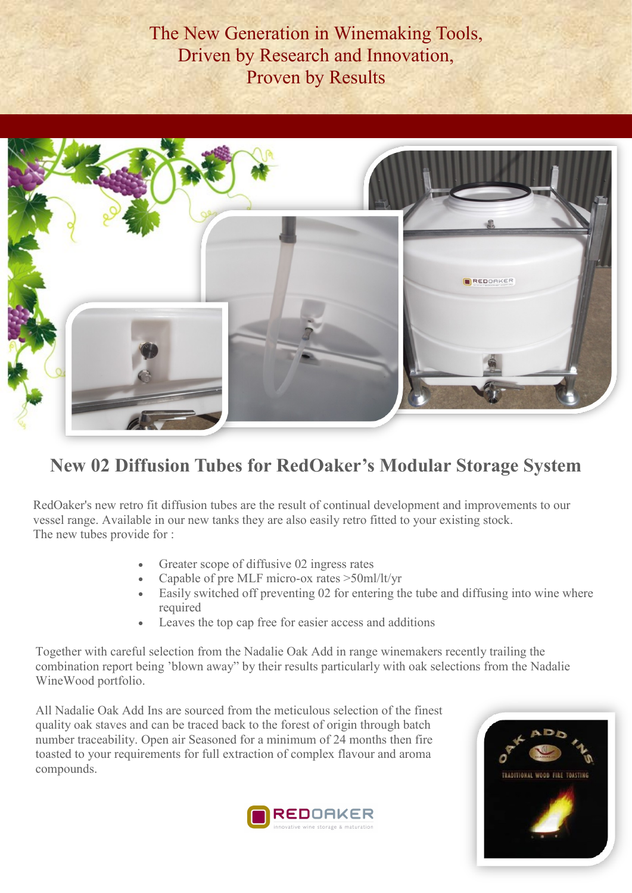The New Generation in Winemaking Tools,
Driven by Research and Innovation,
Proven by Results

## New 02 Diffusion Tubes for RedOaker's Modular Storage System

RedOaker's new retro fit diffusion tubes are the result of continual development and improvements to our vessel range. Available in our new tanks they are also easily retro fitted to your existing stock.
The new tubes provide for :

- Greater scope of diffusive 02 ingress rates
- Capable of pre MLF micro-ox rates >50ml/lt/yr
- Easily switched off preventing 02 for entering the tube and diffusing into wine where required
- Leaves the top cap free for easier access and additions

Together with careful selection from the Nadalie Oak Add in range winemakers recently trailing the combination report being 'blown away" by their results particularly with oak selections from the Nadalie WineWood portfolio.

All Nadalie Oak Add Ins are sourced from the meticulous selection of the finest quality oak staves and can be traced back to the forest of origin through batch number traceability. Open air Seasoned for a minimum of 24 months then fire toasted to your requirements for full extraction of complex flavour and aroma compounds.

REDOAKER
innovative wine storage & maturation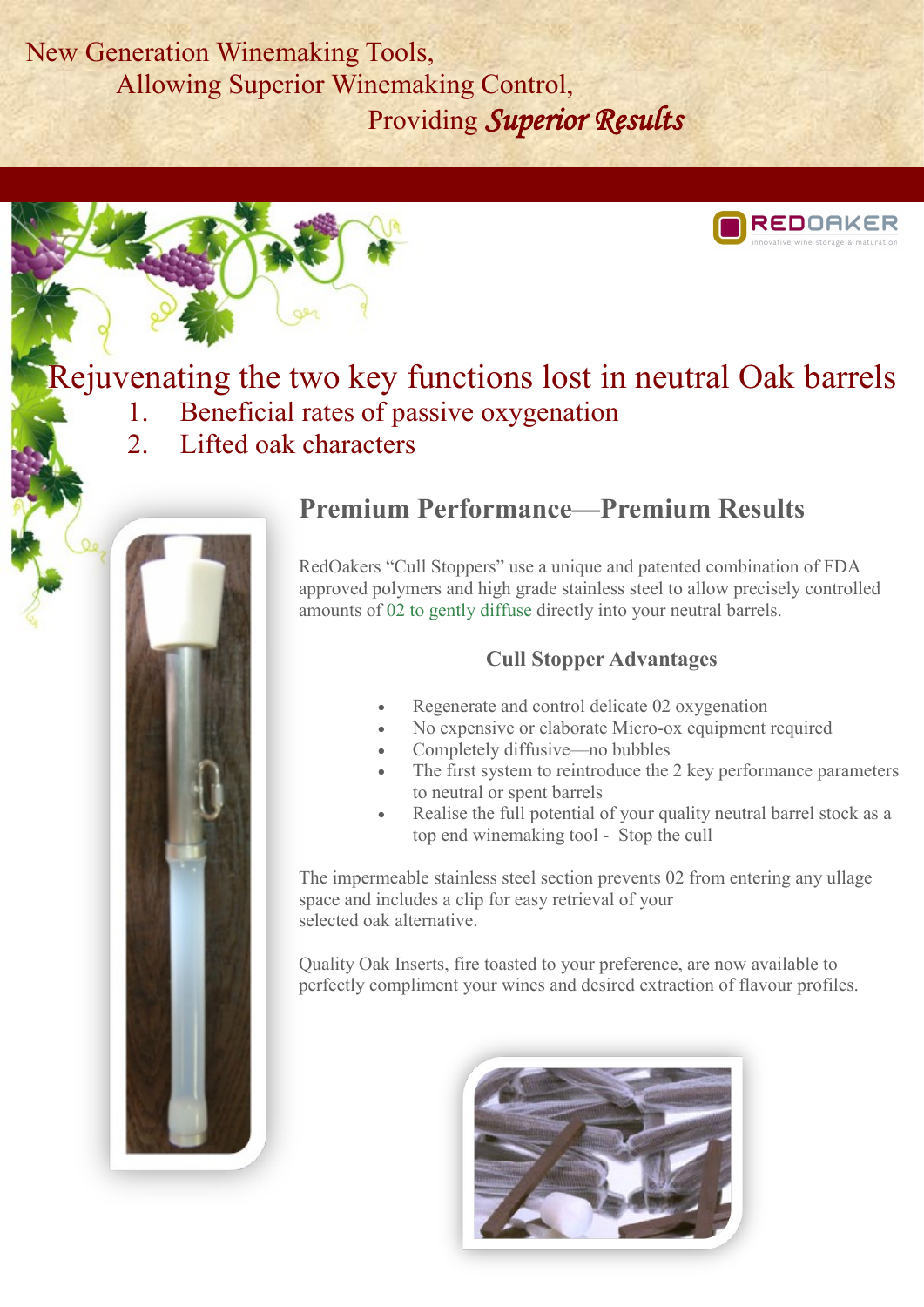New Generation Winemaking Tools,
Allowing Superior Winemaking Control,
Providing ***Superior Results***

REDOAKER
innovative wine storage & maturation

# Rejuvenating the two key functions lost in neutral Oak barrels

1. Beneficial rates of passive oxygenation
2. Lifted oak characters

## Premium Performance—Premium Results

RedOakers "Cull Stoppers" use a unique and patented combination of FDA approved polymers and high grade stainless steel to allow precisely controlled amounts of 02 to gently diffuse directly into your neutral barrels.

### Cull Stopper Advantages

- Regenerate and control delicate 02 oxygenation
- No expensive or elaborate Micro-ox equipment required
- Completely diffusive—no bubbles
- The first system to reintroduce the 2 key performance parameters to neutral or spent barrels
- Realise the full potential of your quality neutral barrel stock as a top end winemaking tool - Stop the cull

The impermeable stainless steel section prevents 02 from entering any ullage space and includes a clip for easy retrieval of your selected oak alternative.

Quality Oak Inserts, fire toasted to your preference, are now available to perfectly compliment your wines and desired extraction of flavour profiles.